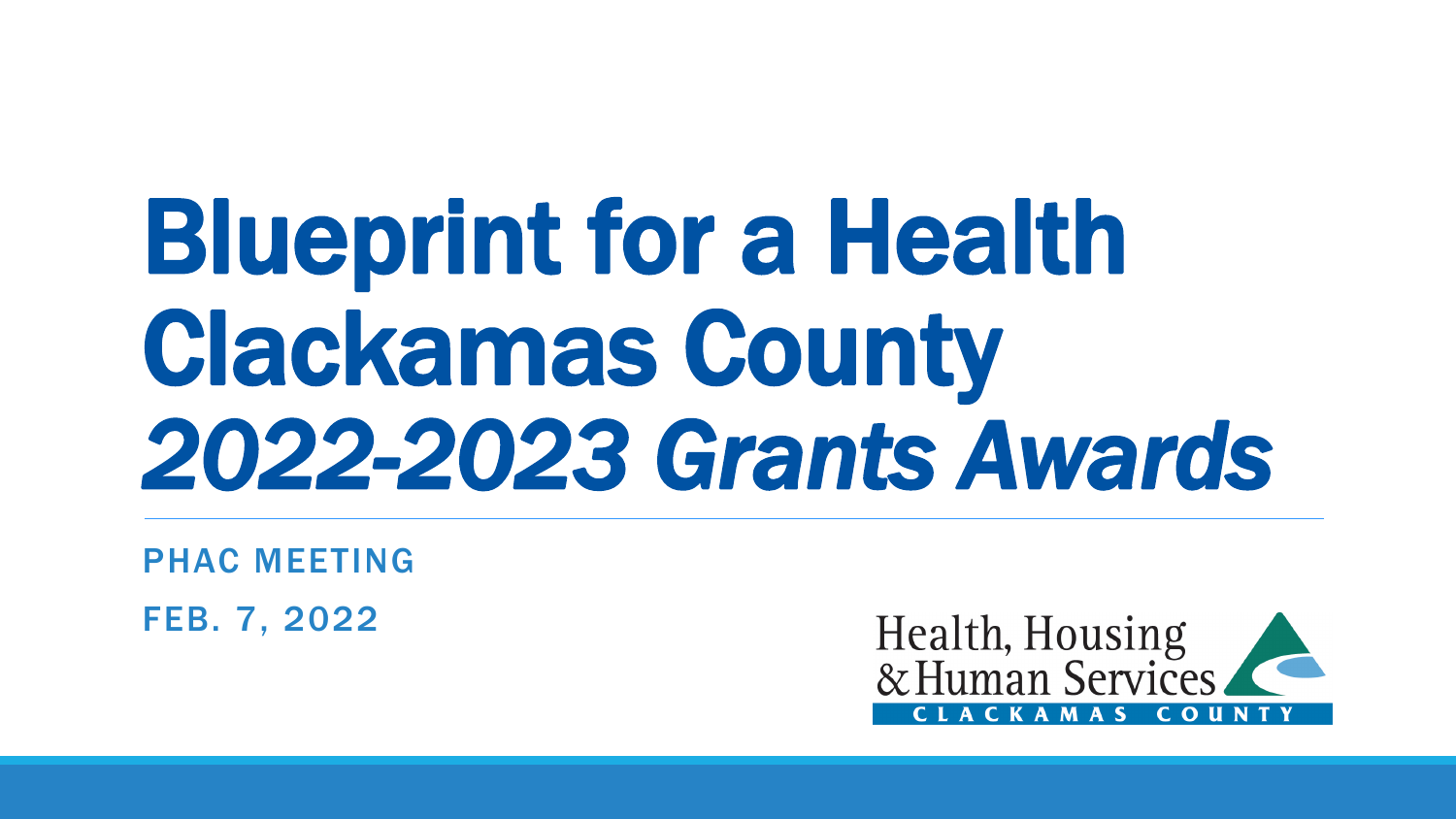# Blueprint for a Health Clackamas County *2022-2023 Grants Awards*

PHAC MEETING

FEB. 7, 2022

Health, Housing & Human Services

CLACKAMAS COUNTY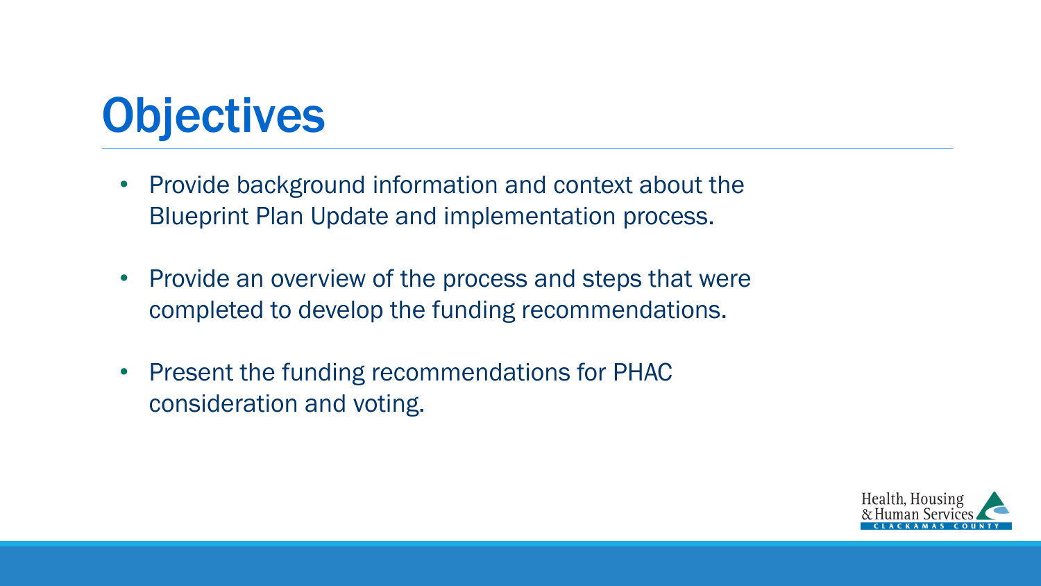# Objectives

- Provide background information and context about the Blueprint Plan Update and implementation process.
- Provide an overview of the process and steps that were completed to develop the funding recommendations.
- Present the funding recommendations for PHAC consideration and voting.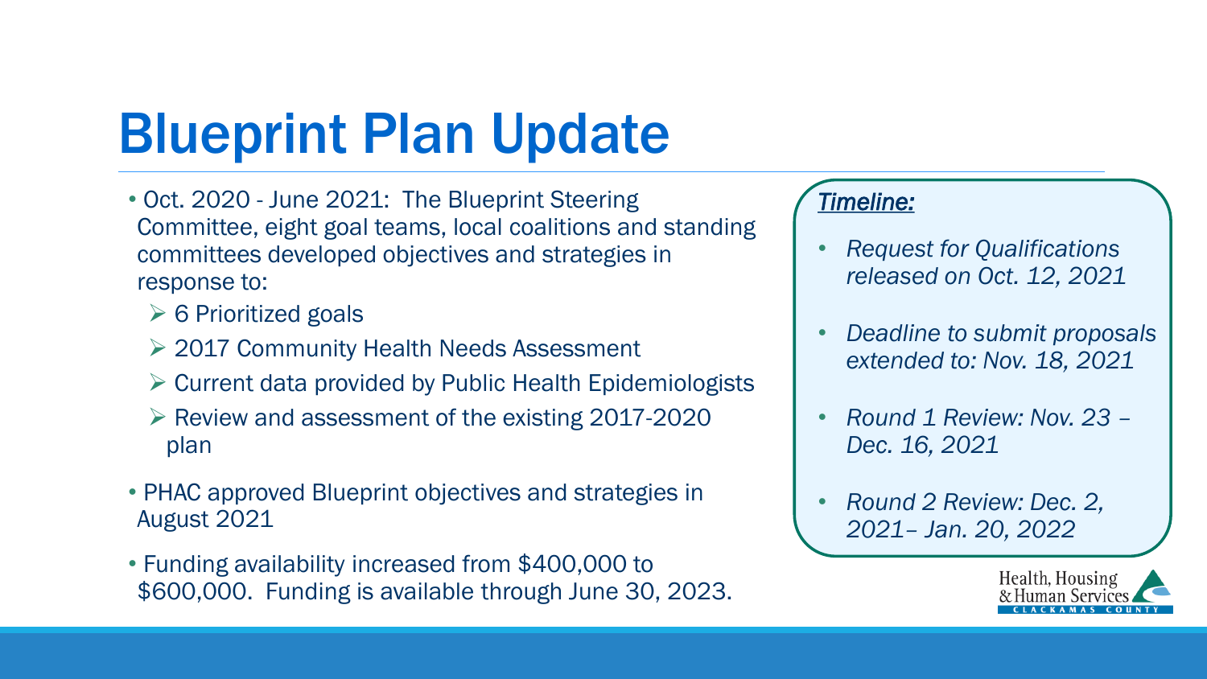# Blueprint Plan Update

- Oct. 2020 - June 2021: The Blueprint Steering Committee, eight goal teams, local coalitions and standing committees developed objectives and strategies in response to:
  - 6 Prioritized goals
  - 2017 Community Health Needs Assessment
  - Current data provided by Public Health Epidemiologists
  - Review and assessment of the existing 2017-2020 plan
- PHAC approved Blueprint objectives and strategies in August 2021
- Funding availability increased from $400,000 to $600,000. Funding is available through June 30, 2023.

***Timeline:***

- *Request for Qualifications released on Oct. 12, 2021*
- *Deadline to submit proposals extended to: Nov. 18, 2021*
- *Round 1 Review: Nov. 23 – Dec. 16, 2021*
- *Round 2 Review: Dec. 2, 2021– Jan. 20, 2022*

Health, Housing & Human Services
CLACKAMAS COUNTY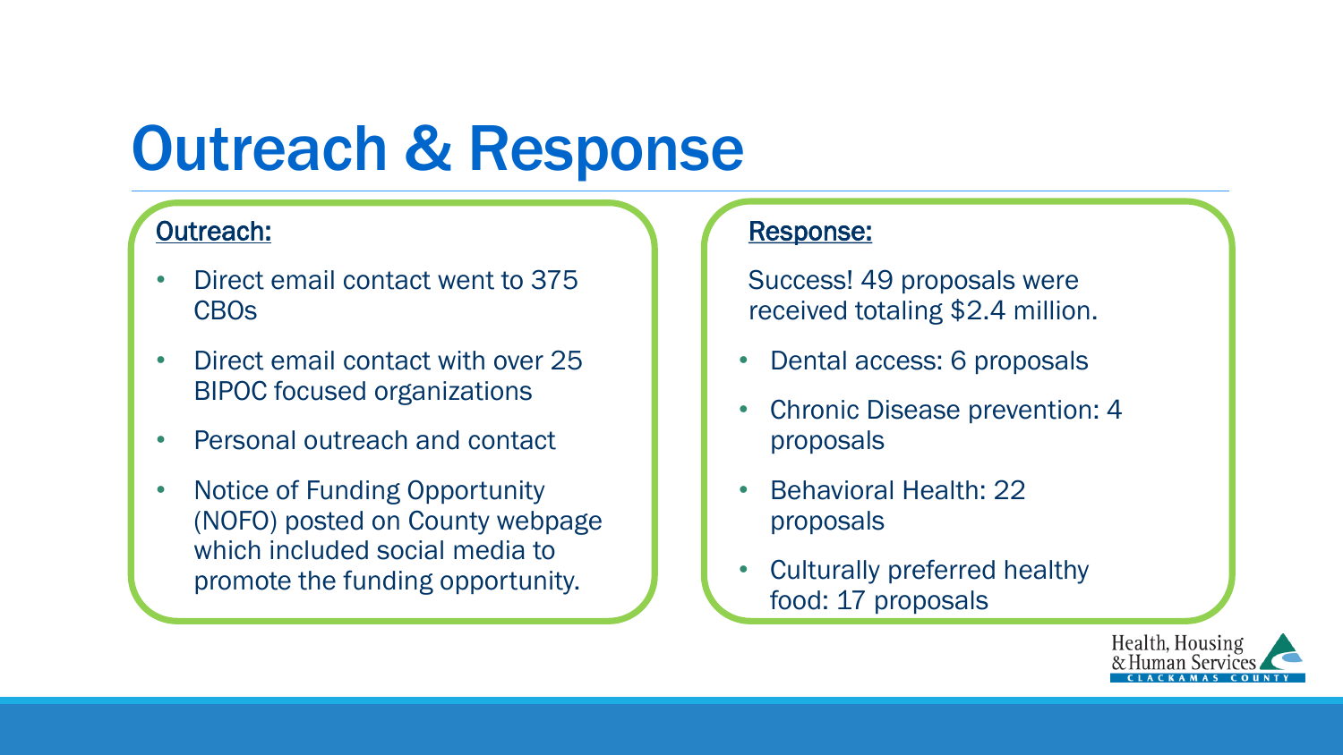# Outreach & Response

**Outreach:**

- Direct email contact went to 375 CBOs
- Direct email contact with over 25 BIPOC focused organizations
- Personal outreach and contact
- Notice of Funding Opportunity (NOFO) posted on County webpage which included social media to promote the funding opportunity.

**Response:**

Success! 49 proposals were received totaling $2.4 million.

- Dental access: 6 proposals
- Chronic Disease prevention: 4 proposals
- Behavioral Health: 22 proposals
- Culturally preferred healthy food: 17 proposals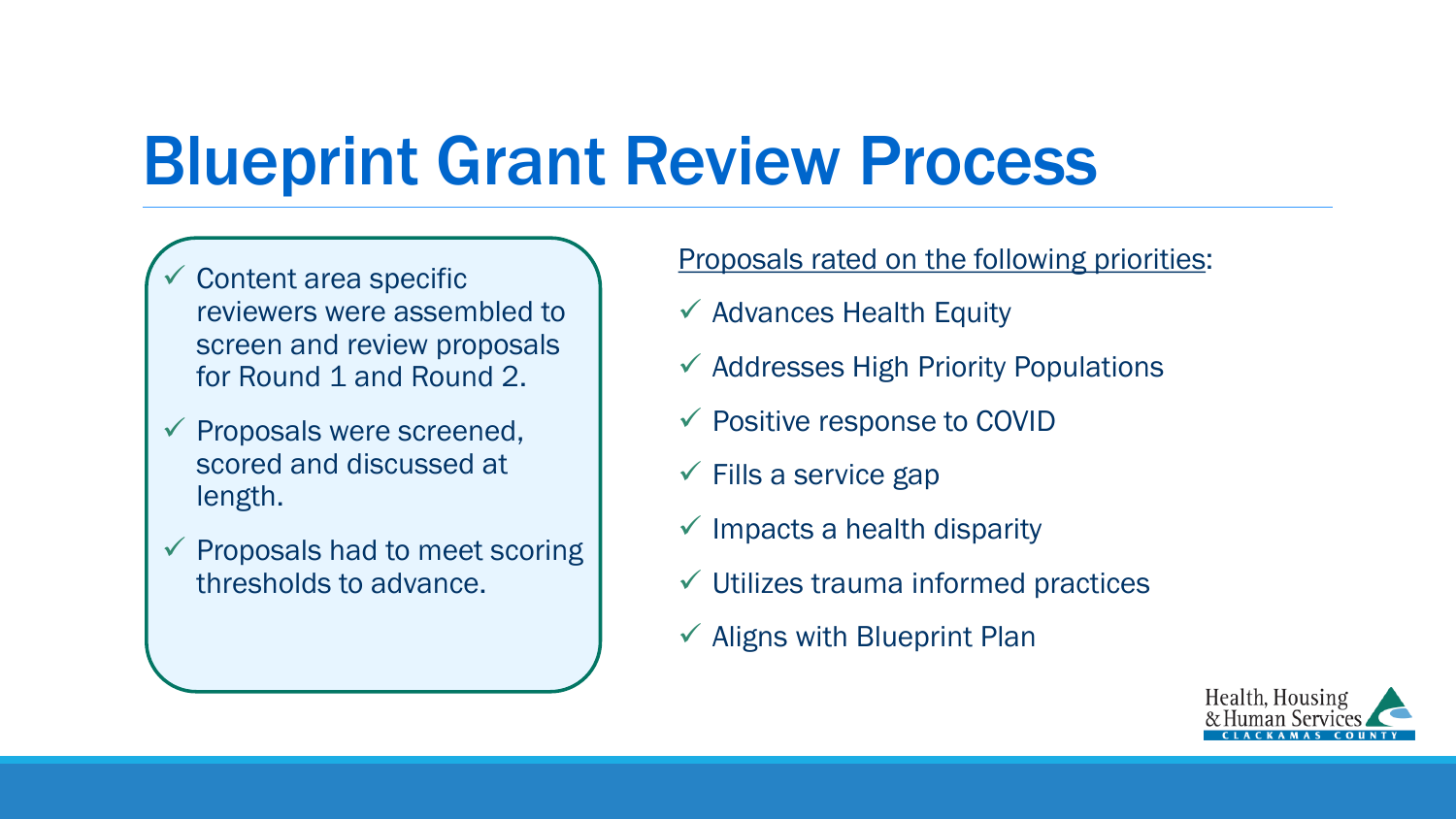# Blueprint Grant Review Process

- ✓ Content area specific reviewers were assembled to screen and review proposals for Round 1 and Round 2.
- ✓ Proposals were screened, scored and discussed at length.
- ✓ Proposals had to meet scoring thresholds to advance.

Proposals rated on the following priorities:

- ✓ Advances Health Equity
- ✓ Addresses High Priority Populations
- ✓ Positive response to COVID
- ✓ Fills a service gap
- ✓ Impacts a health disparity
- ✓ Utilizes trauma informed practices
- ✓ Aligns with Blueprint Plan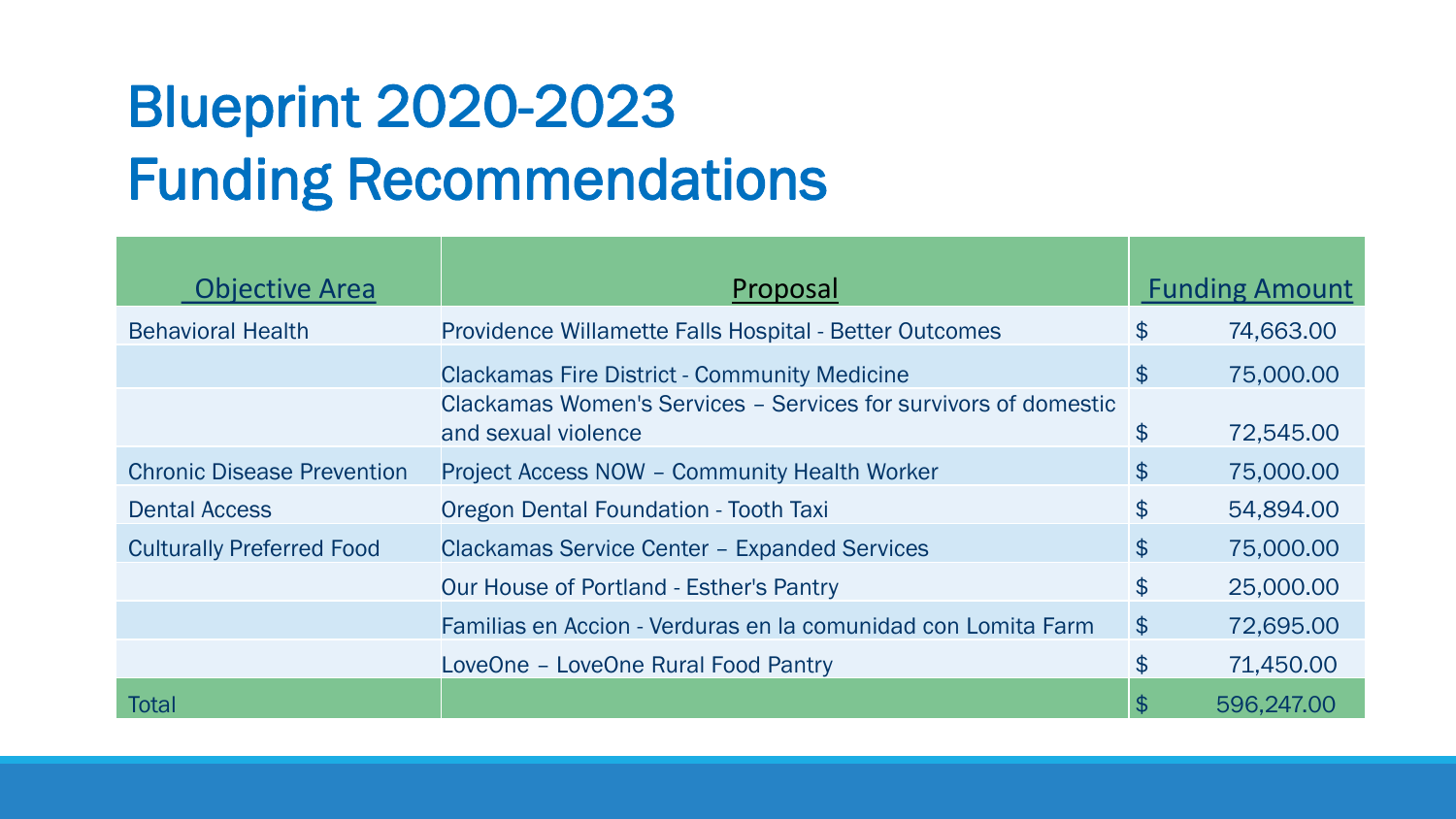# Blueprint 2020-2023 Funding Recommendations

| Objective Area | Proposal | Funding Amount |
|---|---|---|
| Behavioral Health | Providence Willamette Falls Hospital - Better Outcomes | $ 74,663.00 |
| | Clackamas Fire District - Community Medicine | $ 75,000.00 |
| | Clackamas Women's Services – Services for survivors of domestic and sexual violence | $ 72,545.00 |
| Chronic Disease Prevention | Project Access NOW – Community Health Worker | $ 75,000.00 |
| Dental Access | Oregon Dental Foundation - Tooth Taxi | $ 54,894.00 |
| Culturally Preferred Food | Clackamas Service Center – Expanded Services | $ 75,000.00 |
| | Our House of Portland - Esther's Pantry | $ 25,000.00 |
| | Familias en Accion - Verduras en la comunidad con Lomita Farm | $ 72,695.00 |
| | LoveOne – LoveOne Rural Food Pantry | $ 71,450.00 |
| Total | | $ 596,247.00 |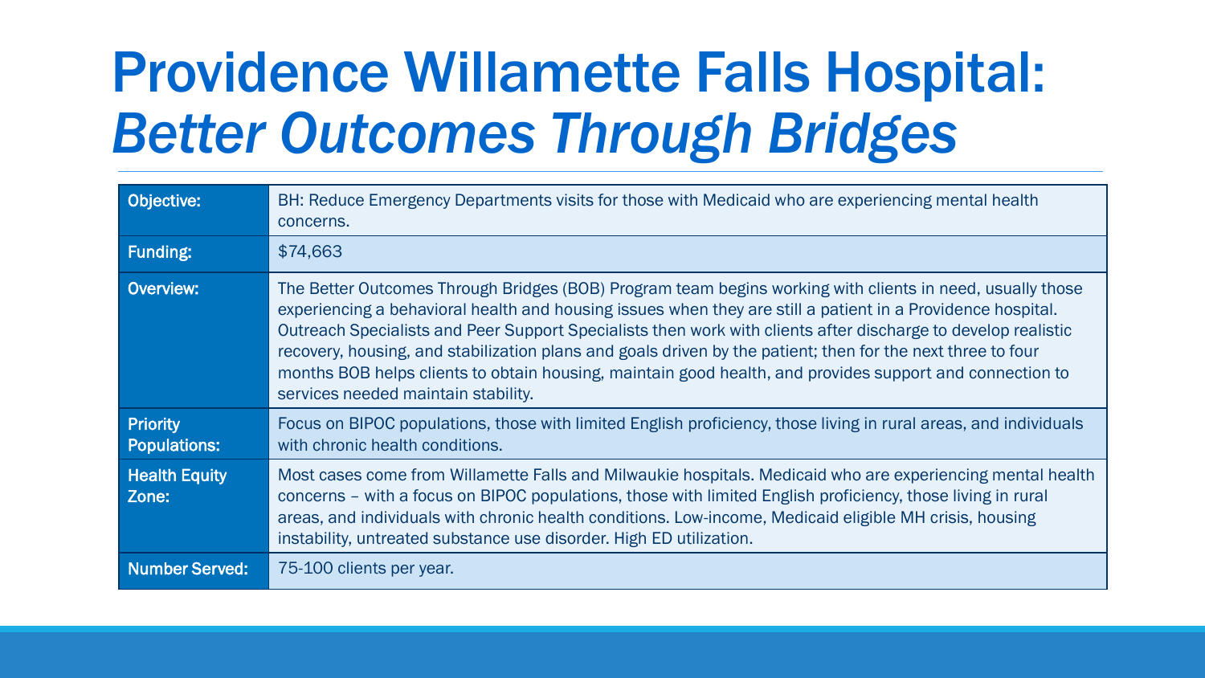# Providence Willamette Falls Hospital: *Better Outcomes Through Bridges*

| | |
|---|---|
| **Objective:** | BH: Reduce Emergency Departments visits for those with Medicaid who are experiencing mental health concerns. |
| **Funding:** | $74,663 |
| **Overview:** | The Better Outcomes Through Bridges (BOB) Program team begins working with clients in need, usually those experiencing a behavioral health and housing issues when they are still a patient in a Providence hospital. Outreach Specialists and Peer Support Specialists then work with clients after discharge to develop realistic recovery, housing, and stabilization plans and goals driven by the patient; then for the next three to four months BOB helps clients to obtain housing, maintain good health, and provides support and connection to services needed maintain stability. |
| **Priority Populations:** | Focus on BIPOC populations, those with limited English proficiency, those living in rural areas, and individuals with chronic health conditions. |
| **Health Equity Zone:** | Most cases come from Willamette Falls and Milwaukie hospitals. Medicaid who are experiencing mental health concerns – with a focus on BIPOC populations, those with limited English proficiency, those living in rural areas, and individuals with chronic health conditions. Low-income, Medicaid eligible MH crisis, housing instability, untreated substance use disorder. High ED utilization. |
| **Number Served:** | 75-100 clients per year. |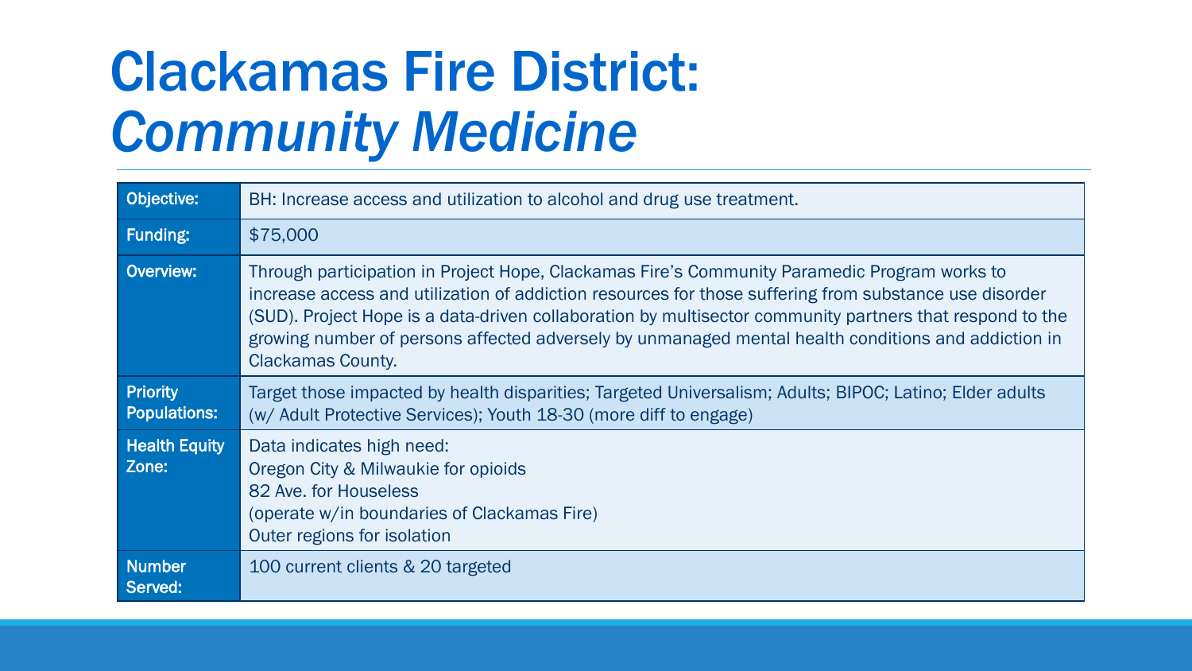# Clackamas Fire District: *Community Medicine*

| | |
|---|---|
| **Objective:** | BH: Increase access and utilization to alcohol and drug use treatment. |
| **Funding:** | $75,000 |
| **Overview:** | Through participation in Project Hope, Clackamas Fire's Community Paramedic Program works to increase access and utilization of addiction resources for those suffering from substance use disorder (SUD). Project Hope is a data-driven collaboration by multisector community partners that respond to the growing number of persons affected adversely by unmanaged mental health conditions and addiction in Clackamas County. |
| **Priority Populations:** | Target those impacted by health disparities; Targeted Universalism; Adults; BIPOC; Latino; Elder adults (w/ Adult Protective Services); Youth 18-30 (more diff to engage) |
| **Health Equity Zone:** | Data indicates high need:<br>Oregon City & Milwaukie for opioids<br>82 Ave. for Houseless<br>(operate w/in boundaries of Clackamas Fire)<br>Outer regions for isolation |
| **Number Served:** | 100 current clients & 20 targeted |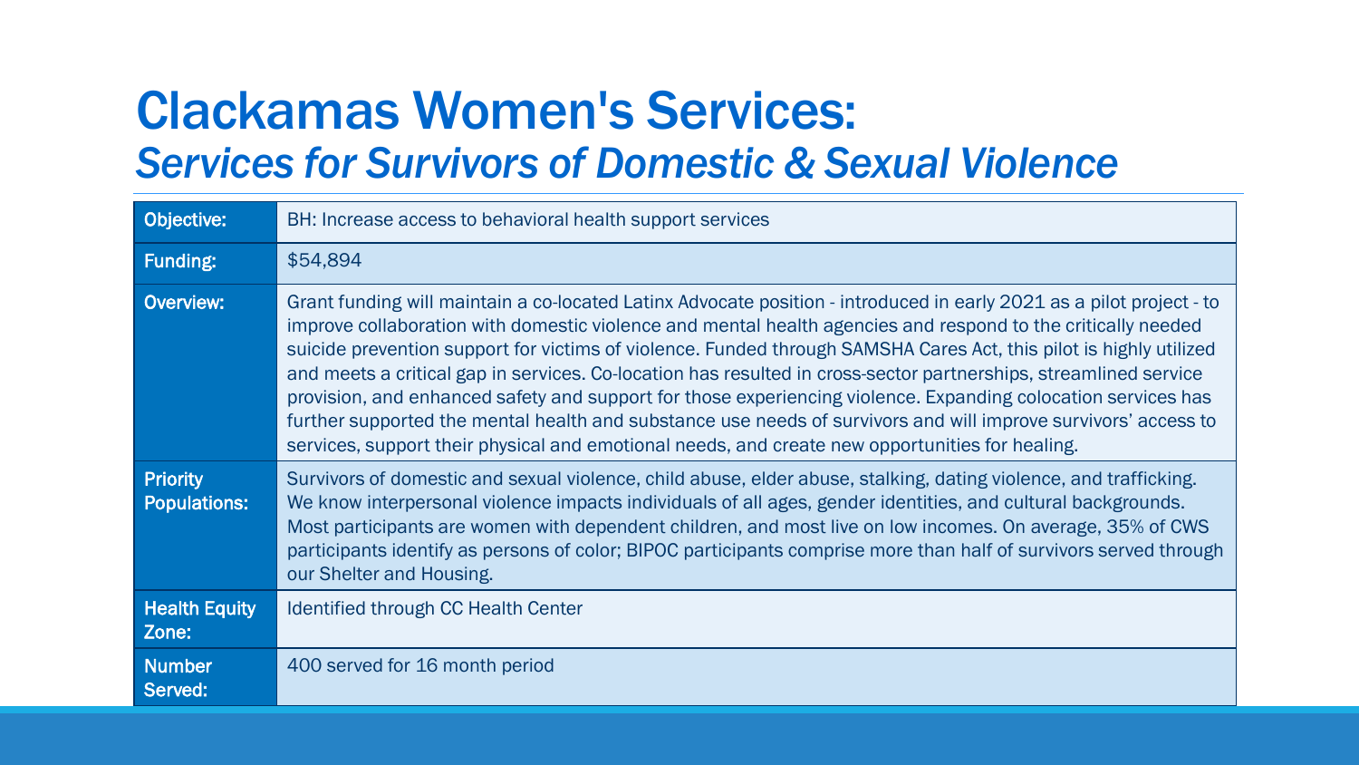# Clackamas Women's Services:
## *Services for Survivors of Domestic & Sexual Violence*

| | |
|---|---|
| **Objective:** | BH: Increase access to behavioral health support services |
| **Funding:** | $54,894 |
| **Overview:** | Grant funding will maintain a co-located Latinx Advocate position - introduced in early 2021 as a pilot project - to improve collaboration with domestic violence and mental health agencies and respond to the critically needed suicide prevention support for victims of violence. Funded through SAMSHA Cares Act, this pilot is highly utilized and meets a critical gap in services. Co-location has resulted in cross-sector partnerships, streamlined service provision, and enhanced safety and support for those experiencing violence. Expanding colocation services has further supported the mental health and substance use needs of survivors and will improve survivors' access to services, support their physical and emotional needs, and create new opportunities for healing. |
| **Priority Populations:** | Survivors of domestic and sexual violence, child abuse, elder abuse, stalking, dating violence, and trafficking. We know interpersonal violence impacts individuals of all ages, gender identities, and cultural backgrounds. Most participants are women with dependent children, and most live on low incomes. On average, 35% of CWS participants identify as persons of color; BIPOC participants comprise more than half of survivors served through our Shelter and Housing. |
| **Health Equity Zone:** | Identified through CC Health Center |
| **Number Served:** | 400 served for 16 month period |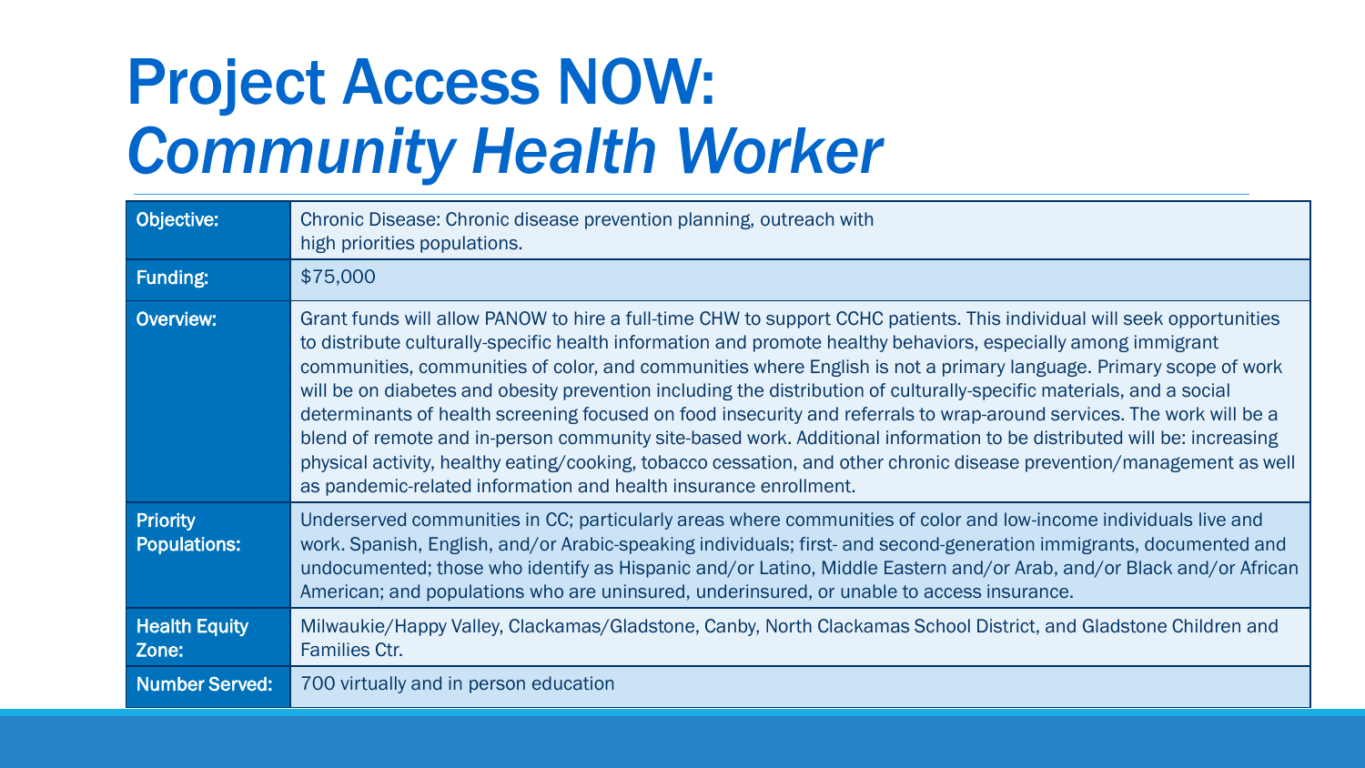# Project Access NOW: *Community Health Worker*

| | |
|---|---|
| **Objective:** | Chronic Disease: Chronic disease prevention planning, outreach with high priorities populations. |
| **Funding:** | $75,000 |
| **Overview:** | Grant funds will allow PANOW to hire a full-time CHW to support CCHC patients. This individual will seek opportunities to distribute culturally-specific health information and promote healthy behaviors, especially among immigrant communities, communities of color, and communities where English is not a primary language. Primary scope of work will be on diabetes and obesity prevention including the distribution of culturally-specific materials, and a social determinants of health screening focused on food insecurity and referrals to wrap-around services. The work will be a blend of remote and in-person community site-based work. Additional information to be distributed will be: increasing physical activity, healthy eating/cooking, tobacco cessation, and other chronic disease prevention/management as well as pandemic-related information and health insurance enrollment. |
| **Priority Populations:** | Underserved communities in CC; particularly areas where communities of color and low-income individuals live and work. Spanish, English, and/or Arabic-speaking individuals; first- and second-generation immigrants, documented and undocumented; those who identify as Hispanic and/or Latino, Middle Eastern and/or Arab, and/or Black and/or African American; and populations who are uninsured, underinsured, or unable to access insurance. |
| **Health Equity Zone:** | Milwaukie/Happy Valley, Clackamas/Gladstone, Canby, North Clackamas School District, and Gladstone Children and Families Ctr. |
| **Number Served:** | 700 virtually and in person education |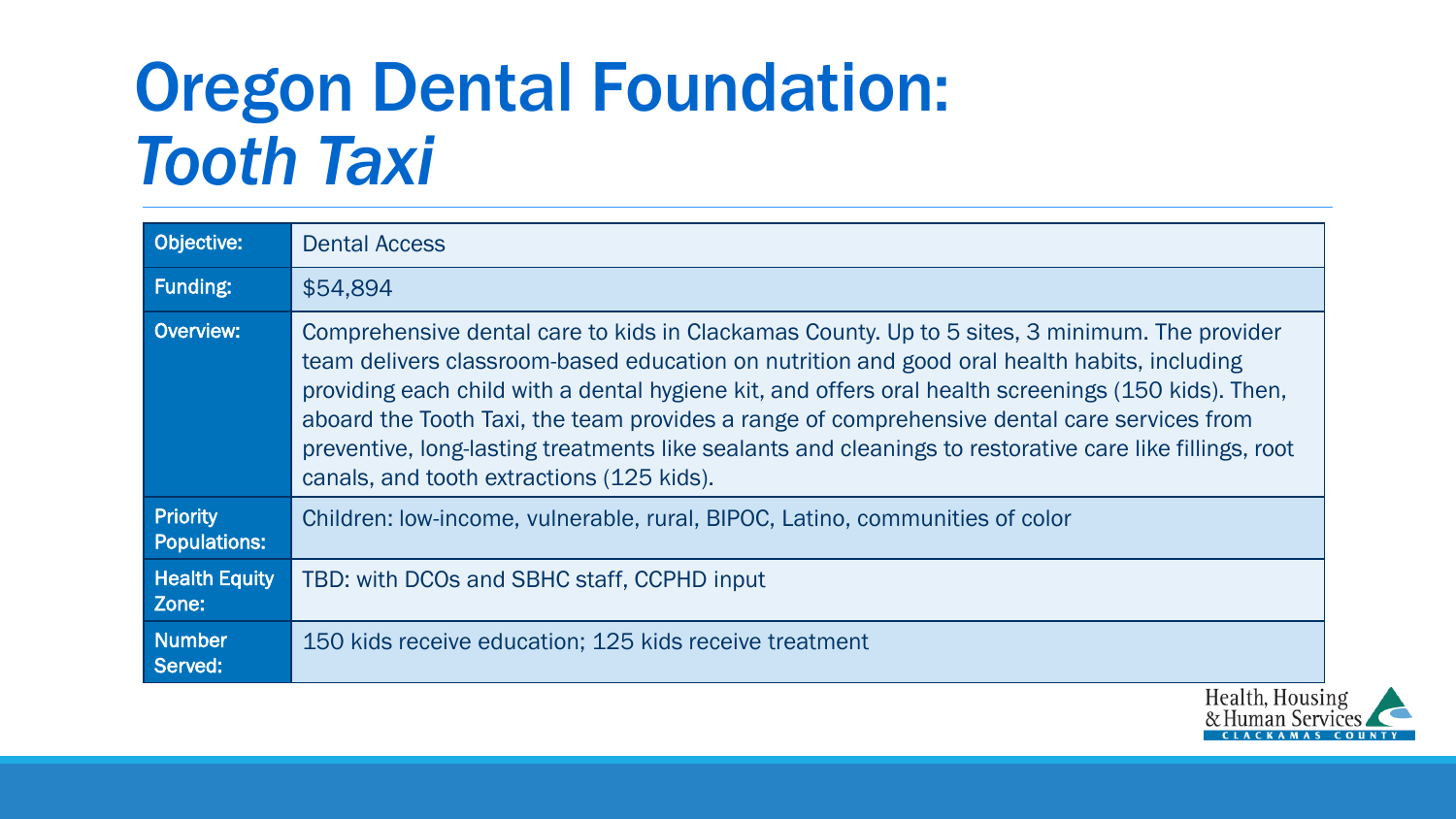# Oregon Dental Foundation: *Tooth Taxi*

| | |
|---|---|
| **Objective:** | Dental Access |
| **Funding:** | $54,894 |
| **Overview:** | Comprehensive dental care to kids in Clackamas County. Up to 5 sites, 3 minimum. The provider team delivers classroom-based education on nutrition and good oral health habits, including providing each child with a dental hygiene kit, and offers oral health screenings (150 kids). Then, aboard the Tooth Taxi, the team provides a range of comprehensive dental care services from preventive, long-lasting treatments like sealants and cleanings to restorative care like fillings, root canals, and tooth extractions (125 kids). |
| **Priority Populations:** | Children: low-income, vulnerable, rural, BIPOC, Latino, communities of color |
| **Health Equity Zone:** | TBD: with DCOs and SBHC staff, CCPHD input |
| **Number Served:** | 150 kids receive education; 125 kids receive treatment |

Health, Housing & Human Services
CLACKAMAS COUNTY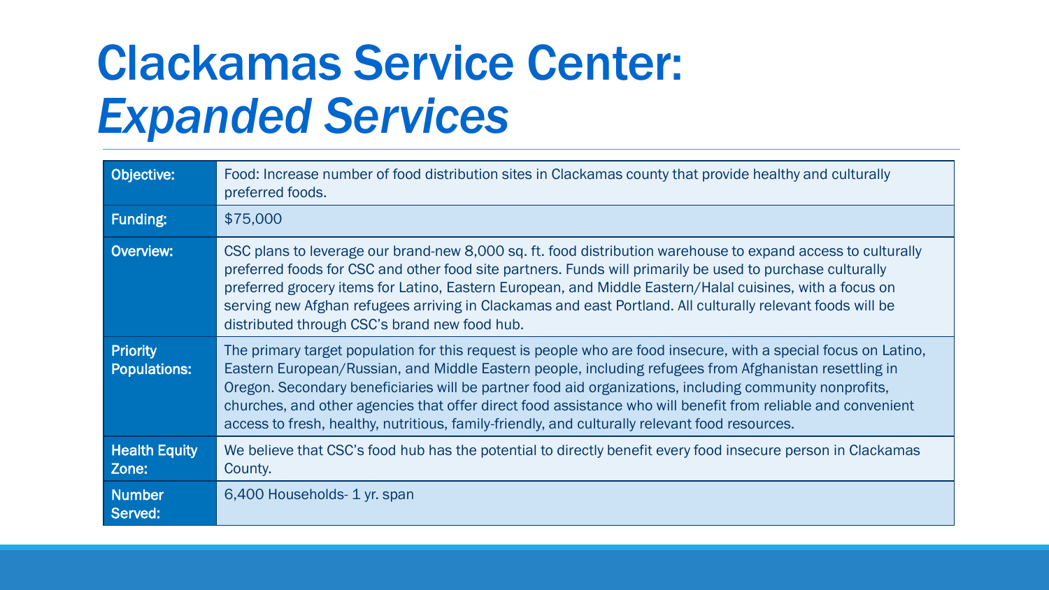# Clackamas Service Center: *Expanded Services*

| | |
|---|---|
| **Objective:** | Food: Increase number of food distribution sites in Clackamas county that provide healthy and culturally preferred foods. |
| **Funding:** | $75,000 |
| **Overview:** | CSC plans to leverage our brand-new 8,000 sq. ft. food distribution warehouse to expand access to culturally preferred foods for CSC and other food site partners. Funds will primarily be used to purchase culturally preferred grocery items for Latino, Eastern European, and Middle Eastern/Halal cuisines, with a focus on serving new Afghan refugees arriving in Clackamas and east Portland. All culturally relevant foods will be distributed through CSC's brand new food hub. |
| **Priority Populations:** | The primary target population for this request is people who are food insecure, with a special focus on Latino, Eastern European/Russian, and Middle Eastern people, including refugees from Afghanistan resettling in Oregon. Secondary beneficiaries will be partner food aid organizations, including community nonprofits, churches, and other agencies that offer direct food assistance who will benefit from reliable and convenient access to fresh, healthy, nutritious, family-friendly, and culturally relevant food resources. |
| **Health Equity Zone:** | We believe that CSC's food hub has the potential to directly benefit every food insecure person in Clackamas County. |
| **Number Served:** | 6,400 Households- 1 yr. span |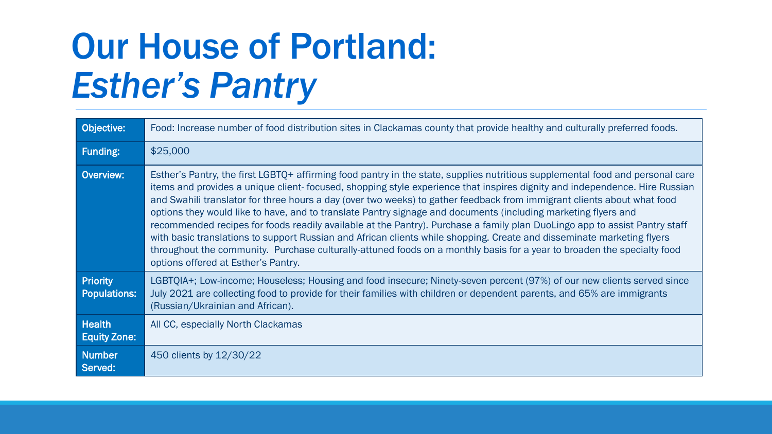# Our House of Portland: *Esther's Pantry*

| | |
|---|---|
| **Objective:** | Food: Increase number of food distribution sites in Clackamas county that provide healthy and culturally preferred foods. |
| **Funding:** | $25,000 |
| **Overview:** | Esther's Pantry, the first LGBTQ+ affirming food pantry in the state, supplies nutritious supplemental food and personal care items and provides a unique client- focused, shopping style experience that inspires dignity and independence. Hire Russian and Swahili translator for three hours a day (over two weeks) to gather feedback from immigrant clients about what food options they would like to have, and to translate Pantry signage and documents (including marketing flyers and recommended recipes for foods readily available at the Pantry). Purchase a family plan DuoLingo app to assist Pantry staff with basic translations to support Russian and African clients while shopping. Create and disseminate marketing flyers throughout the community. Purchase culturally-attuned foods on a monthly basis for a year to broaden the specialty food options offered at Esther's Pantry. |
| **Priority Populations:** | LGBTQIA+; Low-income; Houseless; Housing and food insecure; Ninety-seven percent (97%) of our new clients served since July 2021 are collecting food to provide for their families with children or dependent parents, and 65% are immigrants (Russian/Ukrainian and African). |
| **Health Equity Zone:** | All CC, especially North Clackamas |
| **Number Served:** | 450 clients by 12/30/22 |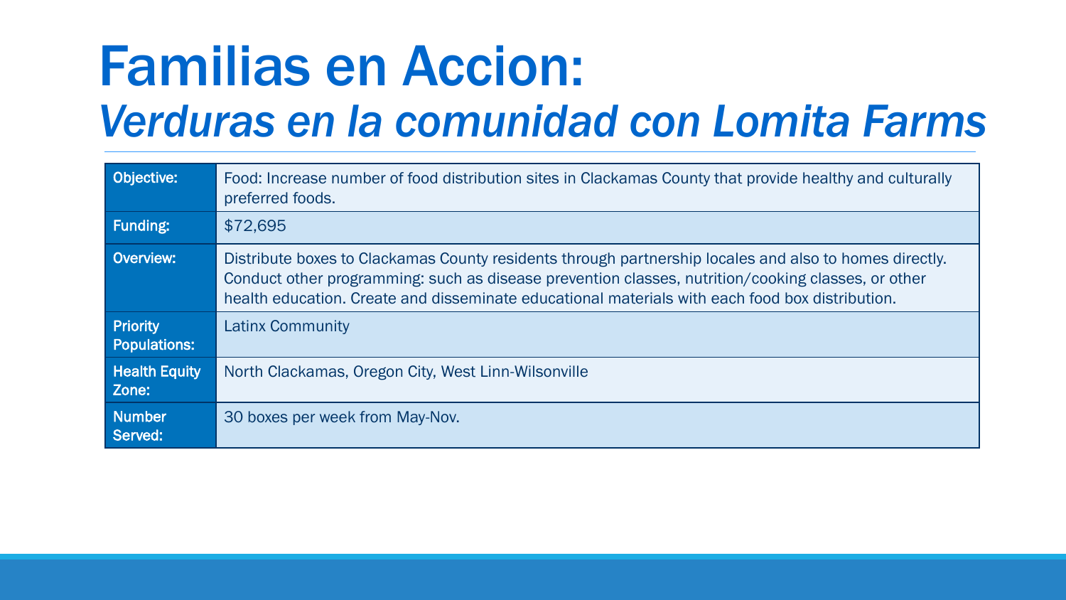# Familias en Accion:

## *Verduras en la comunidad con Lomita Farms*

| | |
|---|---|
| **Objective:** | Food: Increase number of food distribution sites in Clackamas County that provide healthy and culturally preferred foods. |
| **Funding:** | $72,695 |
| **Overview:** | Distribute boxes to Clackamas County residents through partnership locales and also to homes directly. Conduct other programming: such as disease prevention classes, nutrition/cooking classes, or other health education. Create and disseminate educational materials with each food box distribution. |
| **Priority Populations:** | Latinx Community |
| **Health Equity Zone:** | North Clackamas, Oregon City, West Linn-Wilsonville |
| **Number Served:** | 30 boxes per week from May-Nov. |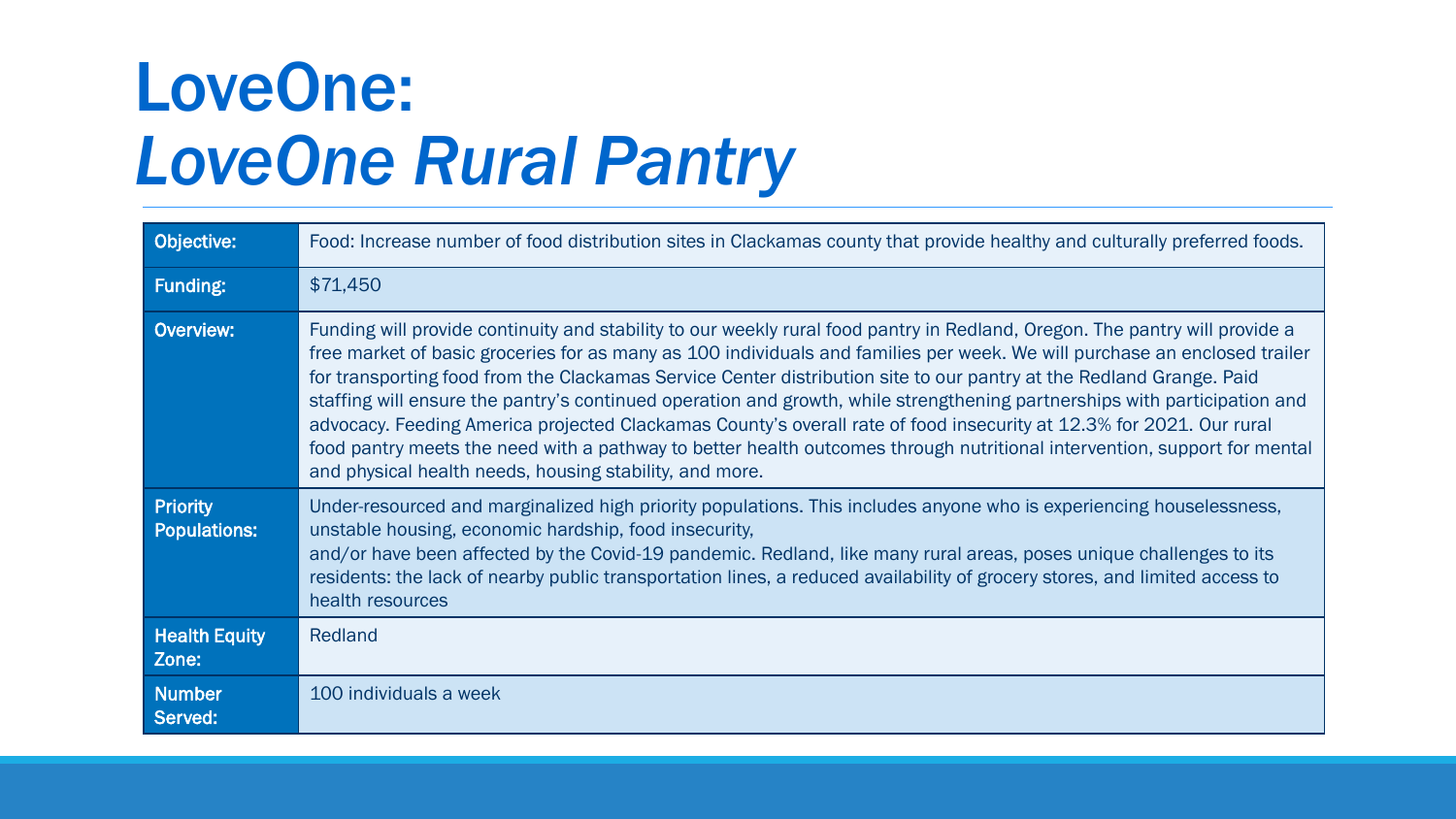# LoveOne:
# *LoveOne Rural Pantry*

| | |
|---|---|
| **Objective:** | Food: Increase number of food distribution sites in Clackamas county that provide healthy and culturally preferred foods. |
| **Funding:** | $71,450 |
| **Overview:** | Funding will provide continuity and stability to our weekly rural food pantry in Redland, Oregon. The pantry will provide a free market of basic groceries for as many as 100 individuals and families per week. We will purchase an enclosed trailer for transporting food from the Clackamas Service Center distribution site to our pantry at the Redland Grange. Paid staffing will ensure the pantry's continued operation and growth, while strengthening partnerships with participation and advocacy. Feeding America projected Clackamas County's overall rate of food insecurity at 12.3% for 2021. Our rural food pantry meets the need with a pathway to better health outcomes through nutritional intervention, support for mental and physical health needs, housing stability, and more. |
| **Priority Populations:** | Under-resourced and marginalized high priority populations. This includes anyone who is experiencing houselessness, unstable housing, economic hardship, food insecurity, and/or have been affected by the Covid-19 pandemic. Redland, like many rural areas, poses unique challenges to its residents: the lack of nearby public transportation lines, a reduced availability of grocery stores, and limited access to health resources |
| **Health Equity Zone:** | Redland |
| **Number Served:** | 100 individuals a week |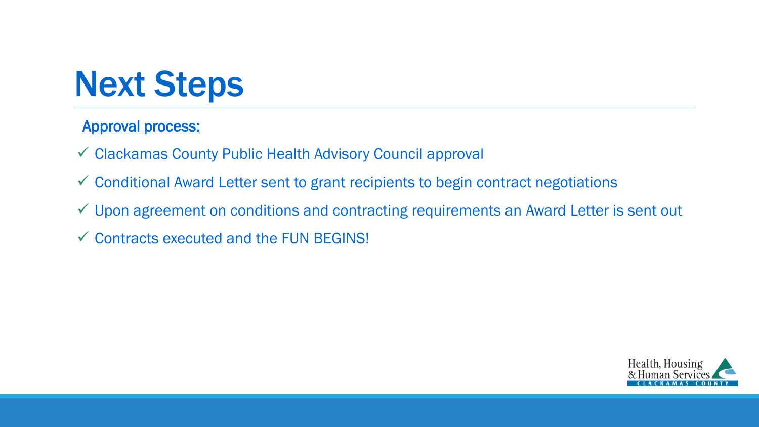# Next Steps

Approval process:

- ✓ Clackamas County Public Health Advisory Council approval
- ✓ Conditional Award Letter sent to grant recipients to begin contract negotiations
- ✓ Upon agreement on conditions and contracting requirements an Award Letter is sent out
- ✓ Contracts executed and the FUN BEGINS!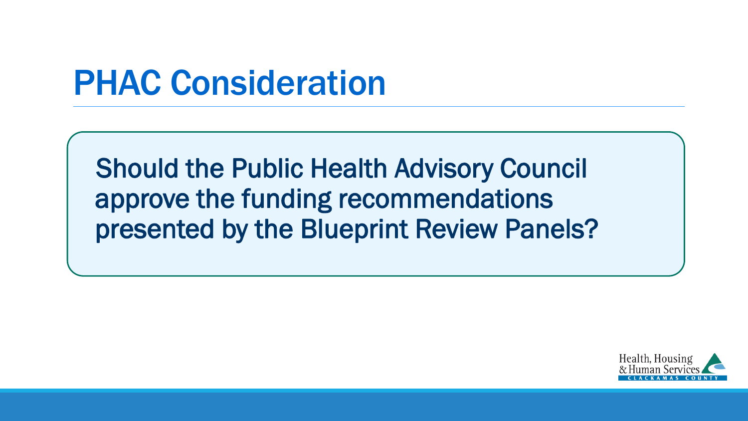# PHAC Consideration

Should the Public Health Advisory Council approve the funding recommendations presented by the Blueprint Review Panels?

Health, Housing & Human Services
CLACKAMAS COUNTY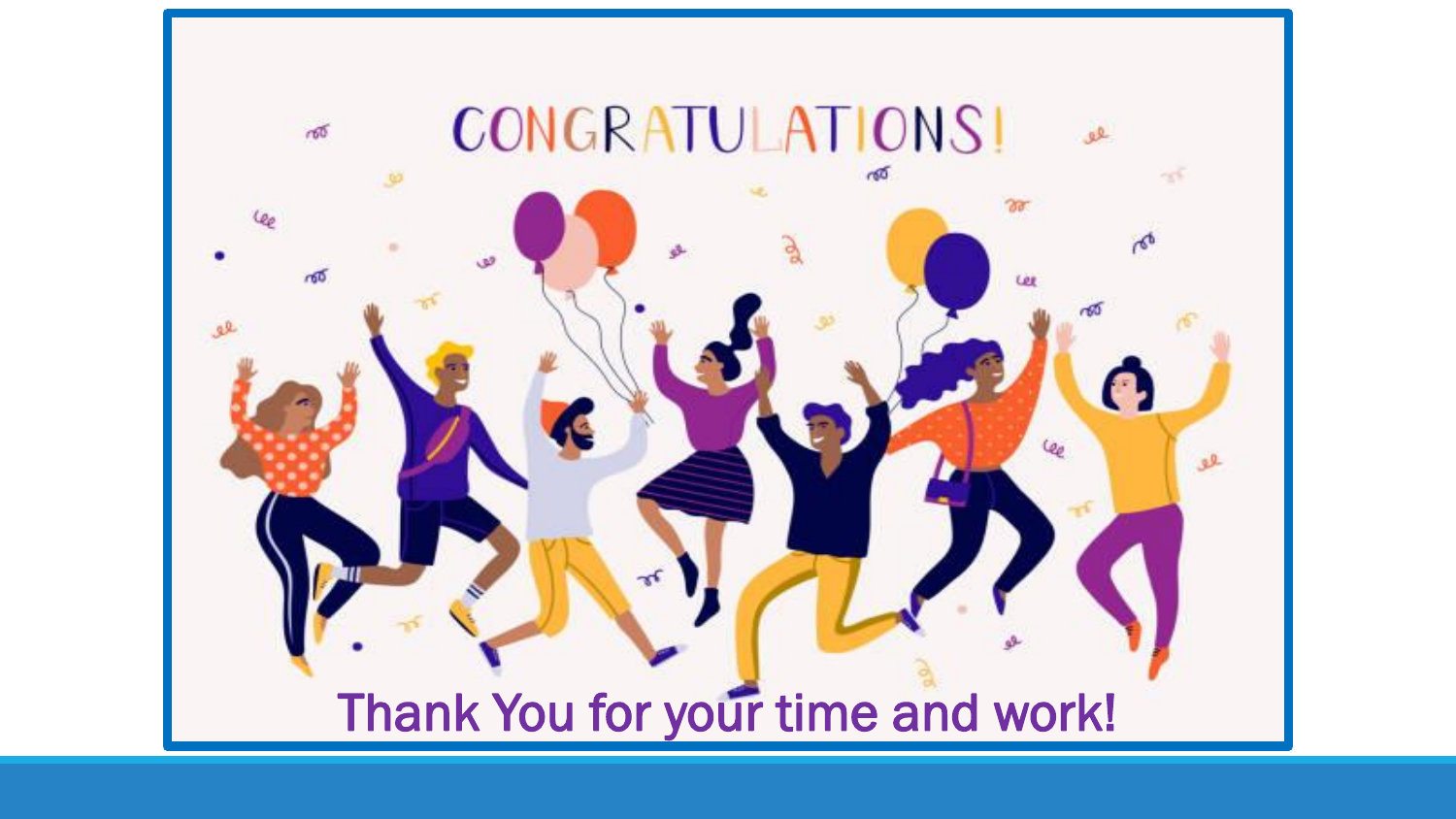CONGRATULATIONS!

Thank You for your time and work!